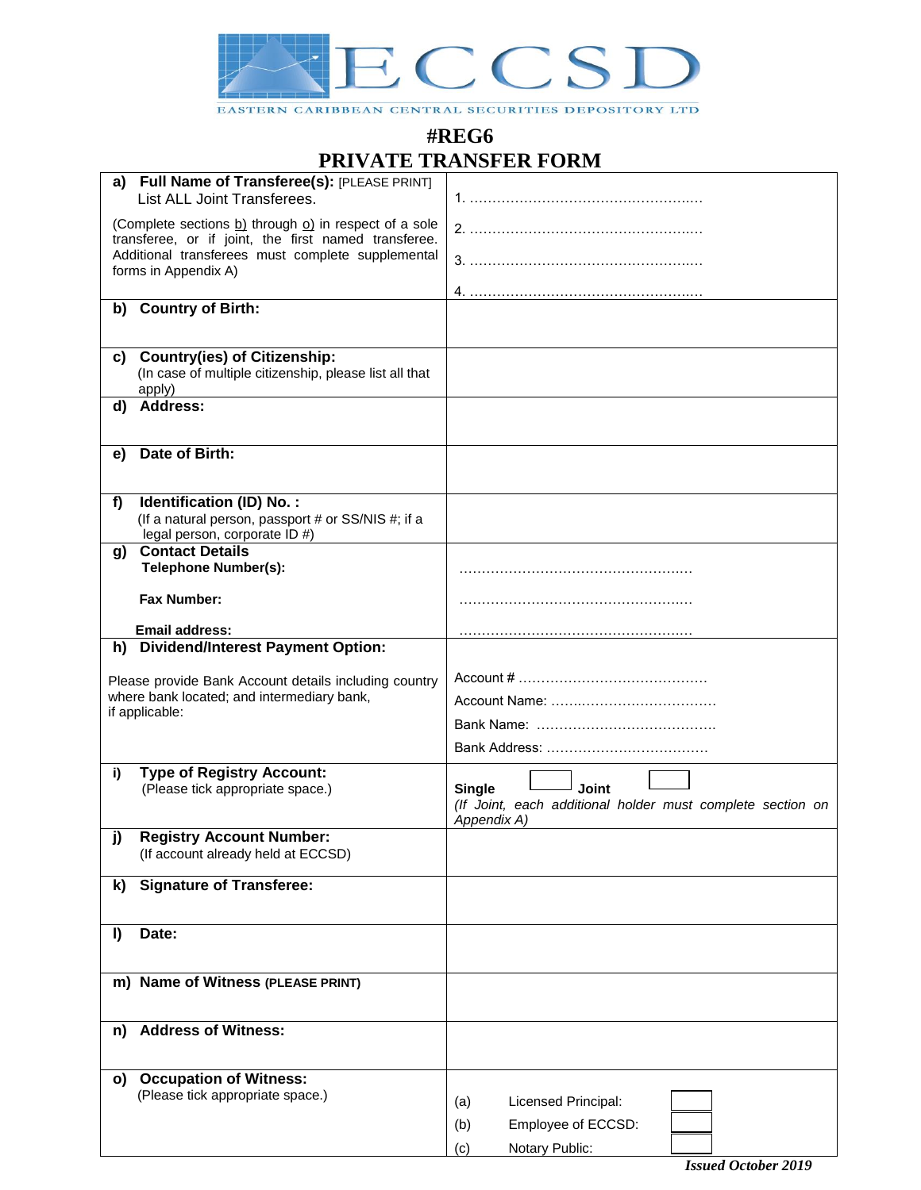EASTERN CARIBBEAN CENTRAL SECURITIES DEPOSITORY LTD

# #REG6
# PRIVATE TRANSFER FORM

| | |
|---|---|
| **a) Full Name of Transferee(s):** [PLEASE PRINT] List ALL Joint Transferees.<br><br>(Complete sections b) through o) in respect of a sole transferee, or if joint, the first named transferee. Additional transferees must complete supplemental forms in Appendix A) | 1. ……………………………………………<br>2. ……………………………………………<br>3. ……………………………………………<br>4. …………………………………………… |
| **b) Country of Birth:** | |
| **c) Country(ies) of Citizenship:** (In case of multiple citizenship, please list all that apply) | |
| **d) Address:** | |
| **e) Date of Birth:** | |
| **f) Identification (ID) No. :** (If a natural person, passport # or SS/NIS #; if a legal person, corporate ID #) | |
| **g) Contact Details**<br>**Telephone Number(s):**<br>**Fax Number:**<br>**Email address:** | ……………………………………………<br>……………………………………………<br>…………………………………………… |
| **h) Dividend/Interest Payment Option:**<br><br>Please provide Bank Account details including country where bank located; and intermediary bank, if applicable: | Account # ……………………………………<br>Account Name: ………………………………<br>Bank Name: …………………………………<br>Bank Address: ……………………………… |
| **i) Type of Registry Account:** (Please tick appropriate space.) | **Single** ☐ **Joint** ☐<br>*(If Joint, each additional holder must complete section on Appendix A)* |
| **j) Registry Account Number:** (If account already held at ECCSD) | |
| **k) Signature of Transferee:** | |
| **l) Date:** | |
| **m) Name of Witness** (PLEASE PRINT) | |
| **n) Address of Witness:** | |
| **o) Occupation of Witness:** (Please tick appropriate space.) | (a) Licensed Principal: ☐<br>(b) Employee of ECCSD: ☐<br>(c) Notary Public: ☐ |

*Issued October 2019*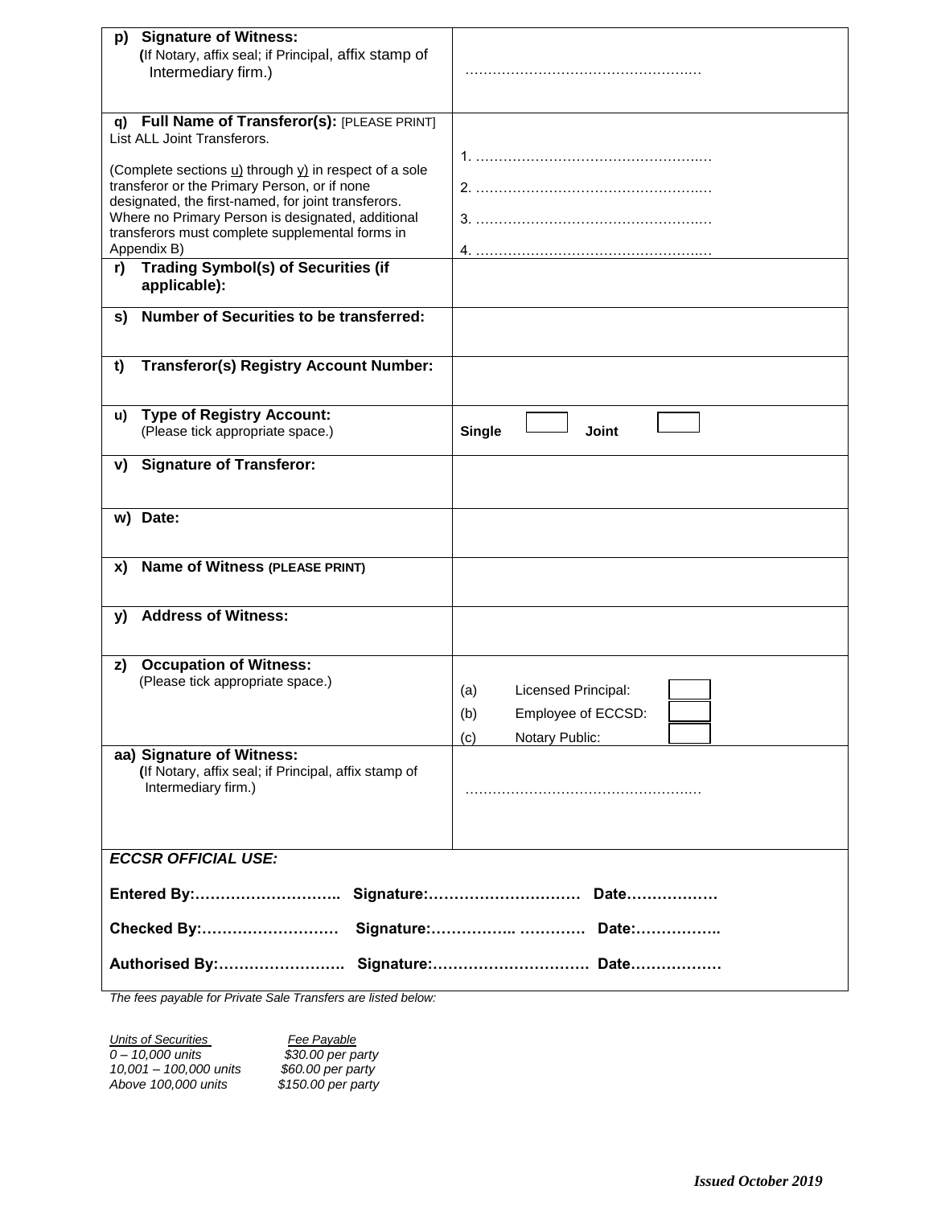| | |
|---|---|
| **p) Signature of Witness:** (If Notary, affix seal; if Principal, affix stamp of Intermediary firm.) | …………………………………………… |
| **q) Full Name of Transferor(s):** [PLEASE PRINT] List ALL Joint Transferors. (Complete sections u) through y) in respect of a sole transferor or the Primary Person, or if none designated, the first-named, for joint transferors. Where no Primary Person is designated, additional transferors must complete supplemental forms in Appendix B) | 1. ……………………………………………<br>2. ……………………………………………<br>3. ……………………………………………<br>4. …………………………………………… |
| **r) Trading Symbol(s) of Securities (if applicable):** | |
| **s) Number of Securities to be transferred:** | |
| **t) Transferor(s) Registry Account Number:** | |
| **u) Type of Registry Account:** (Please tick appropriate space.) | **Single** ☐ **Joint** ☐ |
| **v) Signature of Transferor:** | |
| **w) Date:** | |
| **x) Name of Witness (PLEASE PRINT)** | |
| **y) Address of Witness:** | |
| **z) Occupation of Witness:** (Please tick appropriate space.) | (a) Licensed Principal: ☐<br>(b) Employee of ECCSD: ☐<br>(c) Notary Public: ☐ |
| **aa) Signature of Witness:** (If Notary, affix seal; if Principal, affix stamp of Intermediary firm.) | …………………………………………… |

***ECCSR OFFICIAL USE:***

**Entered By:……………………….. Signature:………………………… Date………………**

**Checked By:……………………… Signature:…………….. ………… Date:……………..**

**Authorised By:……………………. Signature:…………………………. Date………………**

*The fees payable for Private Sale Transfers are listed below:*

| *Units of Securities* | *Fee Payable* |
|---|---|
| *0 – 10,000 units* | *$30.00 per party* |
| *10,001 – 100,000 units* | *$60.00 per party* |
| *Above 100,000 units* | *$150.00 per party* |

***Issued October 2019***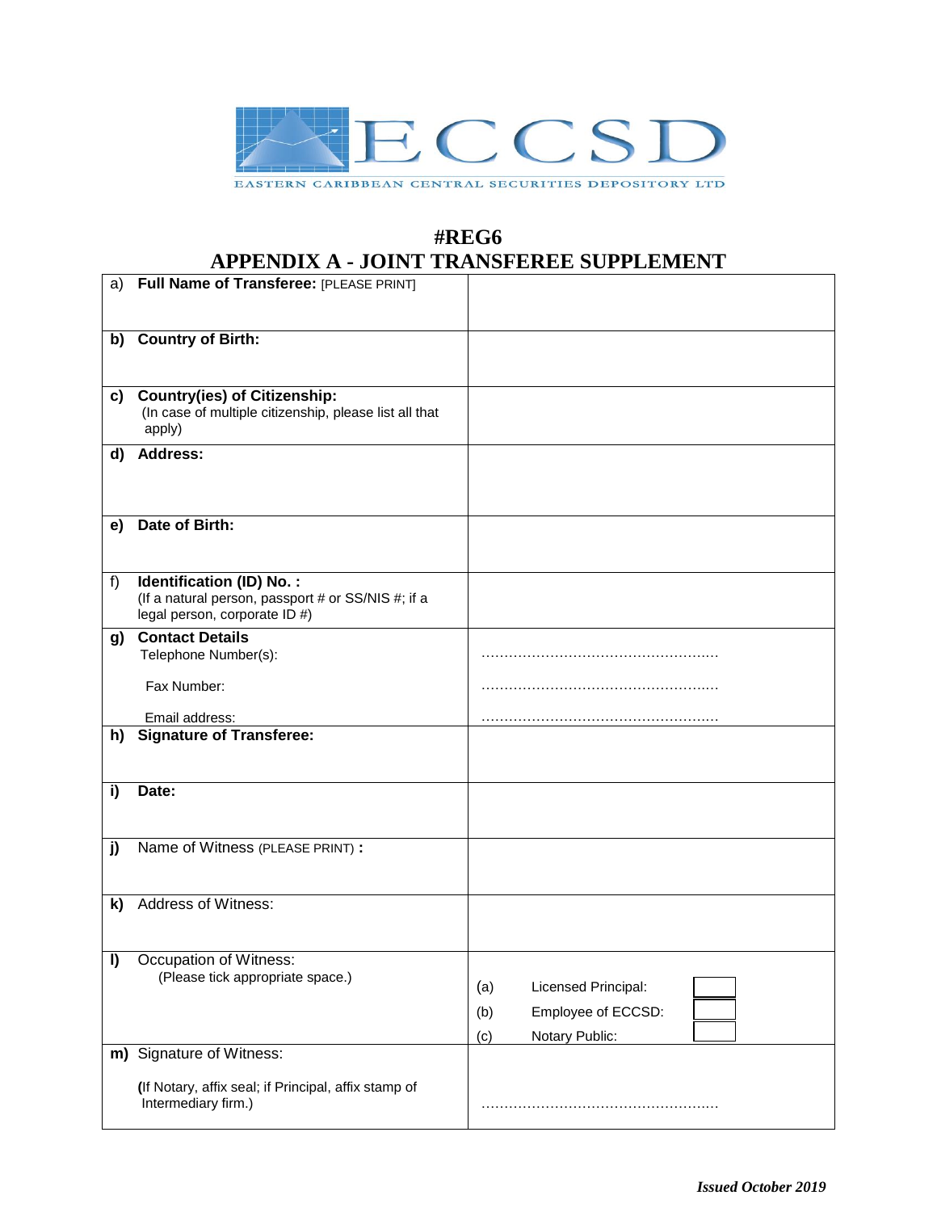EASTERN CARIBBEAN CENTRAL SECURITIES DEPOSITORY LTD

# #REG6
# APPENDIX A - JOINT TRANSFEREE SUPPLEMENT

| | |
|---|---|
| a) **Full Name of Transferee:** [PLEASE PRINT] | |
| **b) Country of Birth:** | |
| **c) Country(ies) of Citizenship:** (In case of multiple citizenship, please list all that apply) | |
| **d) Address:** | |
| **e) Date of Birth:** | |
| f) **Identification (ID) No. :** (If a natural person, passport # or SS/NIS #; if a legal person, corporate ID #) | |
| **g) Contact Details** Telephone Number(s): Fax Number: Email address: | ……………………………………………… ……………………………………………… ……………………………………………… |
| **h) Signature of Transferee:** | |
| **i) Date:** | |
| **j)** Name of Witness (PLEASE PRINT) **:** | |
| **k)** Address of Witness: | |
| **l)** Occupation of Witness: (Please tick appropriate space.) | (a) Licensed Principal: ☐ (b) Employee of ECCSD: ☐ (c) Notary Public: ☐ |
| **m)** Signature of Witness: (If Notary, affix seal; if Principal, affix stamp of Intermediary firm.) | ……………………………………………… |

***Issued October 2019***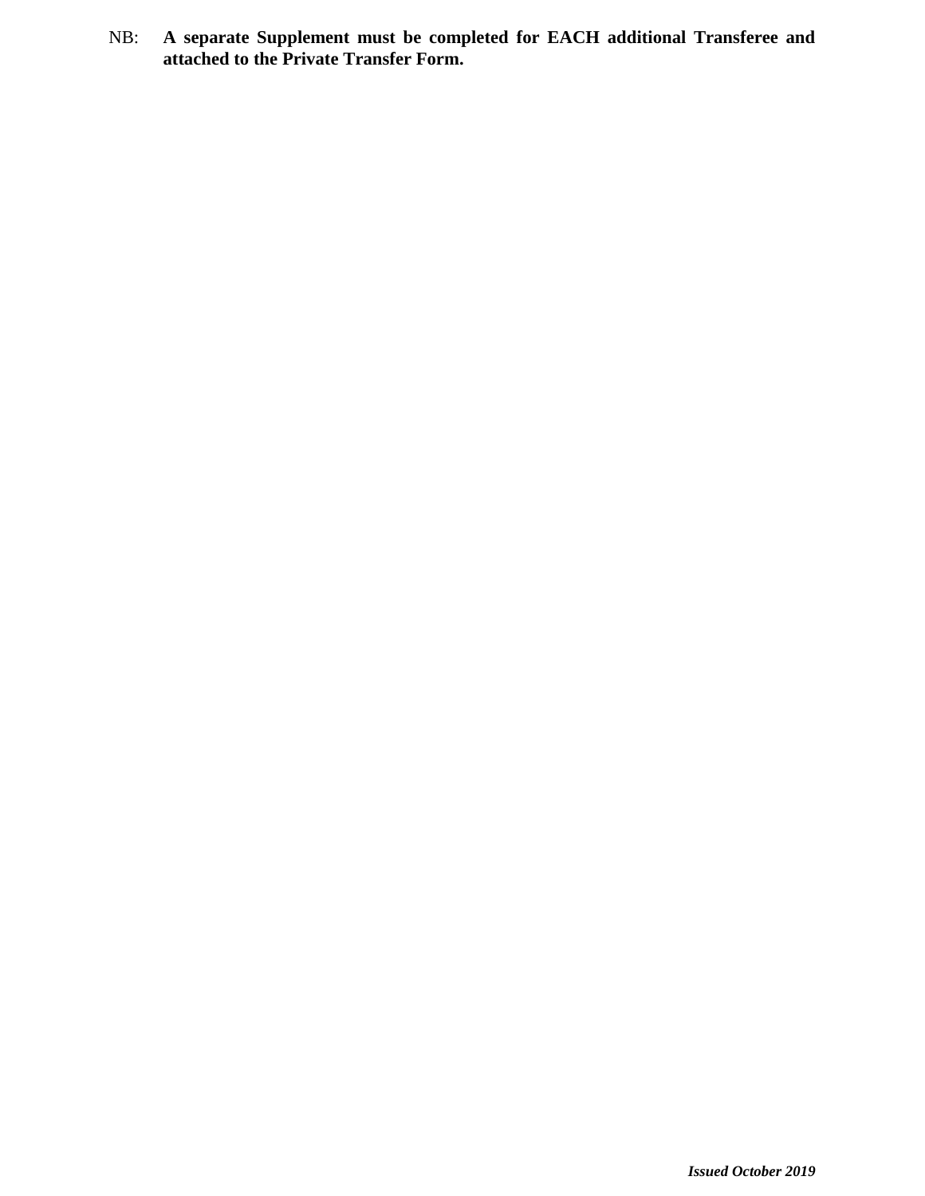NB: **A separate Supplement must be completed for EACH additional Transferee and attached to the Private Transfer Form.**

***Issued October 2019***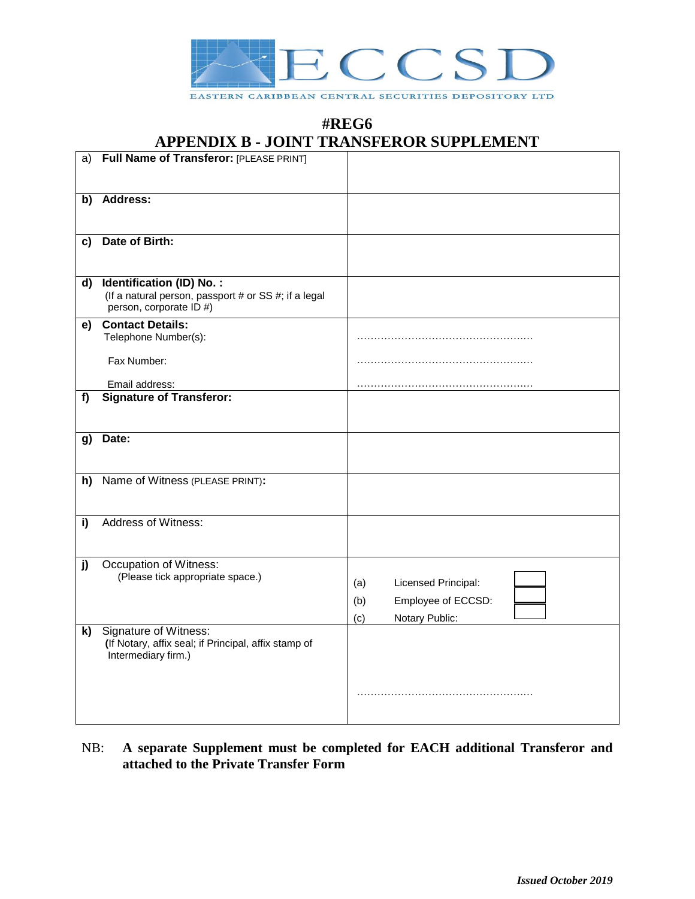ECCSD

EASTERN CARIBBEAN CENTRAL SECURITIES DEPOSITORY LTD

# #REG6

# APPENDIX B - JOINT TRANSFEROR SUPPLEMENT

| | |
|---|---|
| a) **Full Name of Transferor:** [PLEASE PRINT] | |
| **b) Address:** | |
| **c) Date of Birth:** | |
| **d) Identification (ID) No. :** (If a natural person, passport # or SS #; if a legal person, corporate ID #) | |
| **e) Contact Details:** Telephone Number(s): Fax Number: Email address: | ……………………………………………… ……………………………………………… ……………………………………………… |
| **f) Signature of Transferor:** | |
| **g) Date:** | |
| **h)** Name of Witness (PLEASE PRINT)**:** | |
| **i)** Address of Witness: | |
| **j)** Occupation of Witness: (Please tick appropriate space.) | (a) Licensed Principal: ☐ (b) Employee of ECCSD: ☐ (c) Notary Public: ☐ |
| **k)** Signature of Witness: **(**If Notary, affix seal; if Principal, affix stamp of Intermediary firm.) | ……………………………………………… |

NB: **A separate Supplement must be completed for EACH additional Transferor and attached to the Private Transfer Form**

***Issued October 2019***